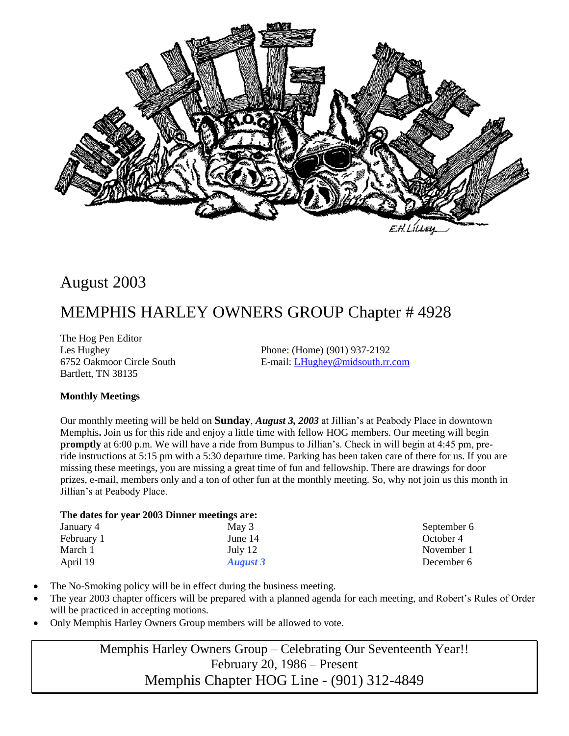August 2003

# MEMPHIS HARLEY OWNERS GROUP Chapter # 4928

The Hog Pen Editor
Les Hughey
6752 Oakmoor Circle South
Bartlett, TN 38135

Phone: (Home) (901) 937-2192
E-mail: LHughey@midsouth.rr.com

**Monthly Meetings**

Our monthly meeting will be held on **Sunday**, ***August 3, 2003*** at Jillian's at Peabody Place in downtown Memphis**.** Join us for this ride and enjoy a little time with fellow HOG members. Our meeting will begin **promptly** at 6:00 p.m. We will have a ride from Bumpus to Jillian's. Check in will begin at 4:45 pm, pre-ride instructions at 5:15 pm with a 5:30 departure time. Parking has been taken care of there for us. If you are missing these meetings, you are missing a great time of fun and fellowship. There are drawings for door prizes, e-mail, members only and a ton of other fun at the monthly meeting. So, why not join us this month in Jillian's at Peabody Place.

**The dates for year 2003 Dinner meetings are:**

| | | |
|---|---|---|
| January 4 | May 3 | September 6 |
| February 1 | June 14 | October 4 |
| March 1 | July 12 | November 1 |
| April 19 | ***August 3*** | December 6 |

- The No-Smoking policy will be in effect during the business meeting.
- The year 2003 chapter officers will be prepared with a planned agenda for each meeting, and Robert's Rules of Order will be practiced in accepting motions.
- Only Memphis Harley Owners Group members will be allowed to vote.

Memphis Harley Owners Group – Celebrating Our Seventeenth Year!!
February 20, 1986 – Present
Memphis Chapter HOG Line - (901) 312-4849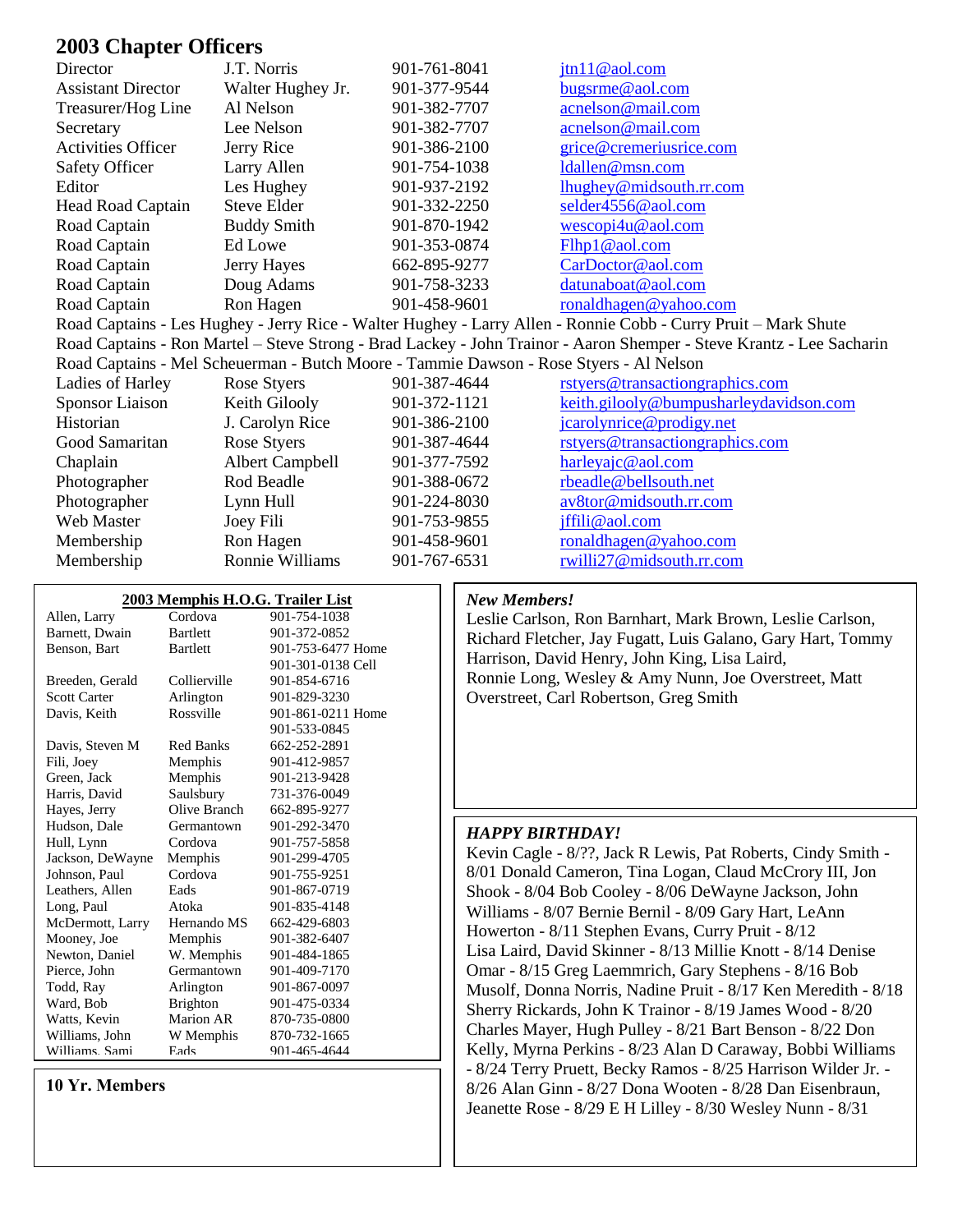## 2003 Chapter Officers

| | | | |
|---|---|---|---|
| Director | J.T. Norris | 901-761-8041 | jtn11@aol.com |
| Assistant Director | Walter Hughey Jr. | 901-377-9544 | bugsrme@aol.com |
| Treasurer/Hog Line | Al Nelson | 901-382-7707 | acnelson@mail.com |
| Secretary | Lee Nelson | 901-382-7707 | acnelson@mail.com |
| Activities Officer | Jerry Rice | 901-386-2100 | grice@cremeriusrice.com |
| Safety Officer | Larry Allen | 901-754-1038 | ldallen@msn.com |
| Editor | Les Hughey | 901-937-2192 | lhughey@midsouth.rr.com |
| Head Road Captain | Steve Elder | 901-332-2250 | selder4556@aol.com |
| Road Captain | Buddy Smith | 901-870-1942 | wescopi4u@aol.com |
| Road Captain | Ed Lowe | 901-353-0874 | Flhp1@aol.com |
| Road Captain | Jerry Hayes | 662-895-9277 | CarDoctor@aol.com |
| Road Captain | Doug Adams | 901-758-3233 | datunaboat@aol.com |
| Road Captain | Ron Hagen | 901-458-9601 | ronaldhagen@yahoo.com |

Road Captains - Les Hughey - Jerry Rice - Walter Hughey - Larry Allen - Ronnie Cobb - Curry Pruit – Mark Shute
Road Captains - Ron Martel – Steve Strong - Brad Lackey - John Trainor - Aaron Shemper - Steve Krantz - Lee Sacharin
Road Captains - Mel Scheuerman - Butch Moore - Tammie Dawson - Rose Styers - Al Nelson

| | | | |
|---|---|---|---|
| Ladies of Harley | Rose Styers | 901-387-4644 | rstyers@transactiongraphics.com |
| Sponsor Liaison | Keith Gilooly | 901-372-1121 | keith.gilooly@bumpusharleydavidson.com |
| Historian | J. Carolyn Rice | 901-386-2100 | jcarolynrice@prodigy.net |
| Good Samaritan | Rose Styers | 901-387-4644 | rstyers@transactiongraphics.com |
| Chaplain | Albert Campbell | 901-377-7592 | harleyajc@aol.com |
| Photographer | Rod Beadle | 901-388-0672 | rbeadle@bellsouth.net |
| Photographer | Lynn Hull | 901-224-8030 | av8tor@midsouth.rr.com |
| Web Master | Joey Fili | 901-753-9855 | jffili@aol.com |
| Membership | Ron Hagen | 901-458-9601 | ronaldhagen@yahoo.com |
| Membership | Ronnie Williams | 901-767-6531 | rwilli27@midsouth.rr.com |

### 2003 Memphis H.O.G. Trailer List

| | | |
|---|---|---|
| Allen, Larry | Cordova | 901-754-1038 |
| Barnett, Dwain | Bartlett | 901-372-0852 |
| Benson, Bart | Bartlett | 901-753-6477 Home<br>901-301-0138 Cell |
| Breeden, Gerald | Collierville | 901-854-6716 |
| Scott Carter | Arlington | 901-829-3230 |
| Davis, Keith | Rossville | 901-861-0211 Home<br>901-533-0845 |
| Davis, Steven M | Red Banks | 662-252-2891 |
| Fili, Joey | Memphis | 901-412-9857 |
| Green, Jack | Memphis | 901-213-9428 |
| Harris, David | Saulsbury | 731-376-0049 |
| Hayes, Jerry | Olive Branch | 662-895-9277 |
| Hudson, Dale | Germantown | 901-292-3470 |
| Hull, Lynn | Cordova | 901-757-5858 |
| Jackson, DeWayne | Memphis | 901-299-4705 |
| Johnson, Paul | Cordova | 901-755-9251 |
| Leathers, Allen | Eads | 901-867-0719 |
| Long, Paul | Atoka | 901-835-4148 |
| McDermott, Larry | Hernando MS | 662-429-6803 |
| Mooney, Joe | Memphis | 901-382-6407 |
| Newton, Daniel | W. Memphis | 901-484-1865 |
| Pierce, John | Germantown | 901-409-7170 |
| Todd, Ray | Arlington | 901-867-0097 |
| Ward, Bob | Brighton | 901-475-0334 |
| Watts, Kevin | Marion AR | 870-735-0800 |
| Williams, John | W Memphis | 870-732-1665 |
| Williams, Sami | Eads | 901-465-4644 |

**10 Yr. Members**

***New Members!***

Leslie Carlson, Ron Barnhart, Mark Brown, Leslie Carlson, Richard Fletcher, Jay Fugatt, Luis Galano, Gary Hart, Tommy Harrison, David Henry, John King, Lisa Laird, Ronnie Long, Wesley & Amy Nunn, Joe Overstreet, Matt Overstreet, Carl Robertson, Greg Smith

***HAPPY BIRTHDAY!***

Kevin Cagle - 8/??, Jack R Lewis, Pat Roberts, Cindy Smith - 8/01 Donald Cameron, Tina Logan, Claud McCrory III, Jon Shook - 8/04 Bob Cooley - 8/06 DeWayne Jackson, John Williams - 8/07 Bernie Bernil - 8/09 Gary Hart, LeAnn Howerton - 8/11 Stephen Evans, Curry Pruit - 8/12 Lisa Laird, David Skinner - 8/13 Millie Knott - 8/14 Denise Omar - 8/15 Greg Laemmrich, Gary Stephens - 8/16 Bob Musolf, Donna Norris, Nadine Pruit - 8/17 Ken Meredith - 8/18 Sherry Rickards, John K Trainor - 8/19 James Wood - 8/20 Charles Mayer, Hugh Pulley - 8/21 Bart Benson - 8/22 Don Kelly, Myrna Perkins - 8/23 Alan D Caraway, Bobbi Williams - 8/24 Terry Pruett, Becky Ramos - 8/25 Harrison Wilder Jr. - 8/26 Alan Ginn - 8/27 Dona Wooten - 8/28 Dan Eisenbraun, Jeanette Rose - 8/29 E H Lilley - 8/30 Wesley Nunn - 8/31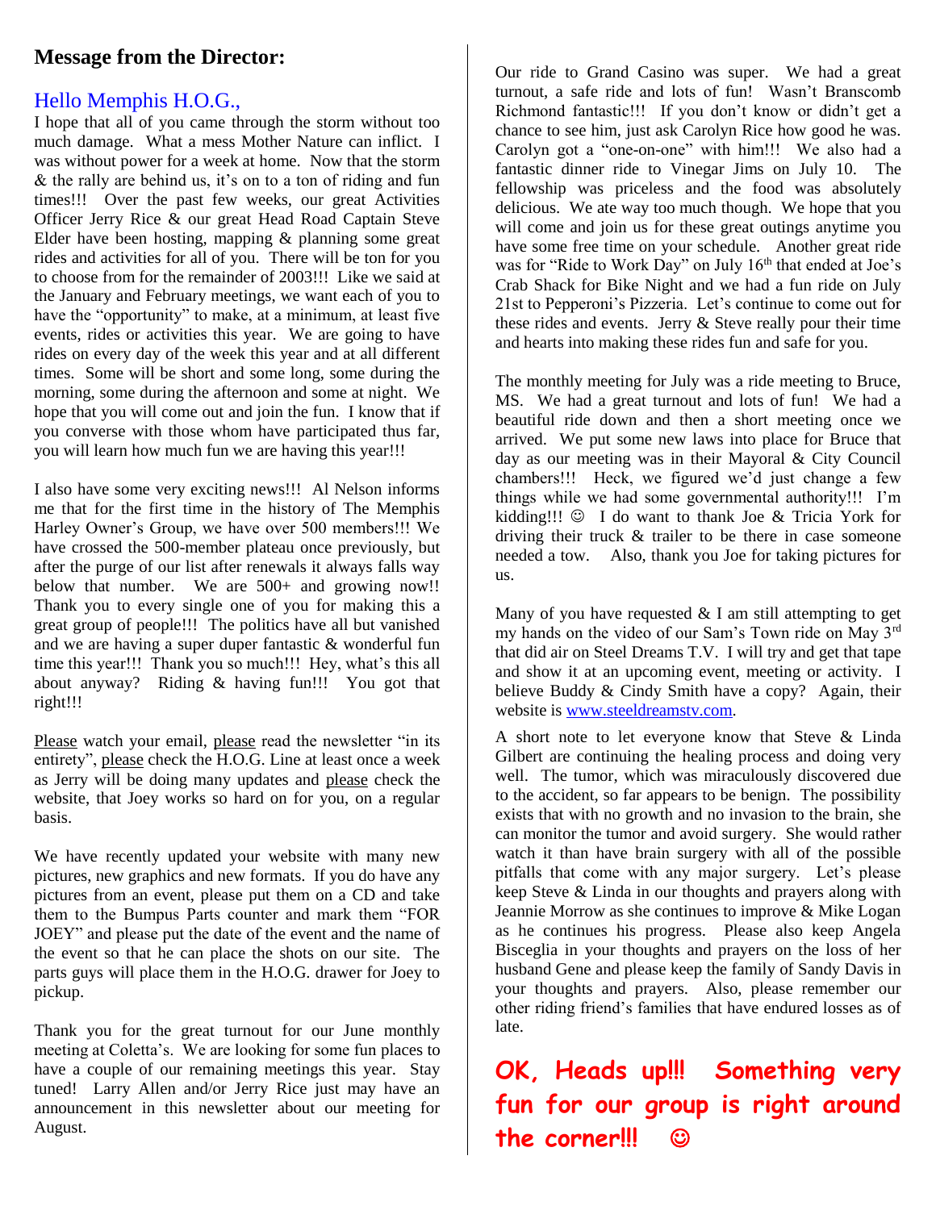## Message from the Director:

### Hello Memphis H.O.G.,

I hope that all of you came through the storm without too much damage. What a mess Mother Nature can inflict. I was without power for a week at home. Now that the storm & the rally are behind us, it's on to a ton of riding and fun times!!! Over the past few weeks, our great Activities Officer Jerry Rice & our great Head Road Captain Steve Elder have been hosting, mapping & planning some great rides and activities for all of you. There will be ton for you to choose from for the remainder of 2003!!! Like we said at the January and February meetings, we want each of you to have the "opportunity" to make, at a minimum, at least five events, rides or activities this year. We are going to have rides on every day of the week this year and at all different times. Some will be short and some long, some during the morning, some during the afternoon and some at night. We hope that you will come out and join the fun. I know that if you converse with those whom have participated thus far, you will learn how much fun we are having this year!!!

I also have some very exciting news!!! Al Nelson informs me that for the first time in the history of The Memphis Harley Owner's Group, we have over 500 members!!! We have crossed the 500-member plateau once previously, but after the purge of our list after renewals it always falls way below that number. We are 500+ and growing now!! Thank you to every single one of you for making this a great group of people!!! The politics have all but vanished and we are having a super duper fantastic & wonderful fun time this year!!! Thank you so much!!! Hey, what's this all about anyway? Riding & having fun!!! You got that right!!!

Please watch your email, please read the newsletter "in its entirety", please check the H.O.G. Line at least once a week as Jerry will be doing many updates and please check the website, that Joey works so hard on for you, on a regular basis.

We have recently updated your website with many new pictures, new graphics and new formats. If you do have any pictures from an event, please put them on a CD and take them to the Bumpus Parts counter and mark them "FOR JOEY" and please put the date of the event and the name of the event so that he can place the shots on our site. The parts guys will place them in the H.O.G. drawer for Joey to pickup.

Thank you for the great turnout for our June monthly meeting at Coletta's. We are looking for some fun places to have a couple of our remaining meetings this year. Stay tuned! Larry Allen and/or Jerry Rice just may have an announcement in this newsletter about our meeting for August.

Our ride to Grand Casino was super. We had a great turnout, a safe ride and lots of fun! Wasn't Branscomb Richmond fantastic!!! If you don't know or didn't get a chance to see him, just ask Carolyn Rice how good he was. Carolyn got a "one-on-one" with him!!! We also had a fantastic dinner ride to Vinegar Jims on July 10. The fellowship was priceless and the food was absolutely delicious. We ate way too much though. We hope that you will come and join us for these great outings anytime you have some free time on your schedule. Another great ride was for "Ride to Work Day" on July 16th that ended at Joe's Crab Shack for Bike Night and we had a fun ride on July 21st to Pepperoni's Pizzeria. Let's continue to come out for these rides and events. Jerry & Steve really pour their time and hearts into making these rides fun and safe for you.

The monthly meeting for July was a ride meeting to Bruce, MS. We had a great turnout and lots of fun! We had a beautiful ride down and then a short meeting once we arrived. We put some new laws into place for Bruce that day as our meeting was in their Mayoral & City Council chambers!!! Heck, we figured we'd just change a few things while we had some governmental authority!!! I'm kidding!!! ☺ I do want to thank Joe & Tricia York for driving their truck & trailer to be there in case someone needed a tow. Also, thank you Joe for taking pictures for us.

Many of you have requested & I am still attempting to get my hands on the video of our Sam's Town ride on May 3rd that did air on Steel Dreams T.V. I will try and get that tape and show it at an upcoming event, meeting or activity. I believe Buddy & Cindy Smith have a copy? Again, their website is www.steeldreamstv.com.

A short note to let everyone know that Steve & Linda Gilbert are continuing the healing process and doing very well. The tumor, which was miraculously discovered due to the accident, so far appears to be benign. The possibility exists that with no growth and no invasion to the brain, she can monitor the tumor and avoid surgery. She would rather watch it than have brain surgery with all of the possible pitfalls that come with any major surgery. Let's please keep Steve & Linda in our thoughts and prayers along with Jeannie Morrow as she continues to improve & Mike Logan as he continues his progress. Please also keep Angela Bisceglia in your thoughts and prayers on the loss of her husband Gene and please keep the family of Sandy Davis in your thoughts and prayers. Also, please remember our other riding friend's families that have endured losses as of late.

**OK, Heads up!!! Something very fun for our group is right around the corner!!! ☺**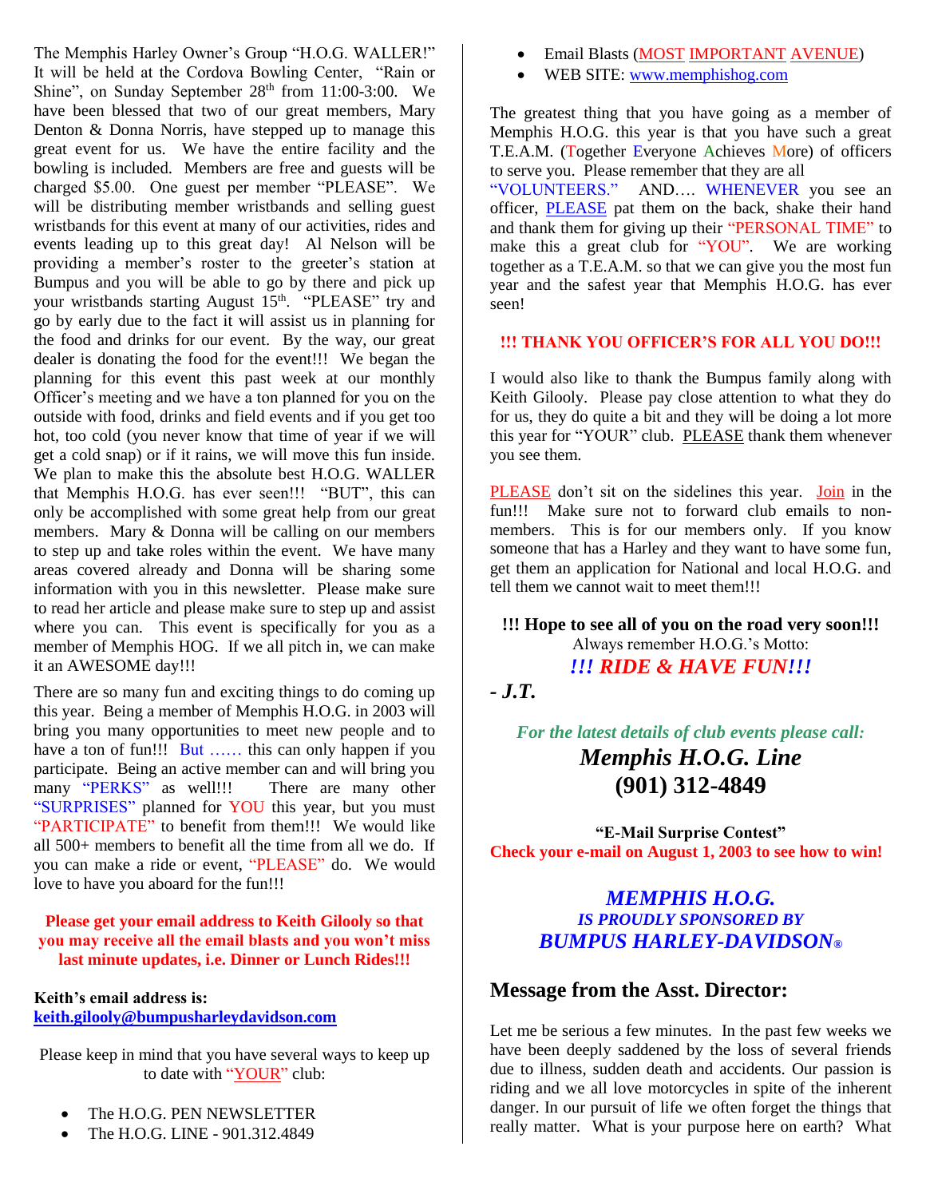The Memphis Harley Owner's Group "H.O.G. WALLER!" It will be held at the Cordova Bowling Center, "Rain or Shine", on Sunday September 28th from 11:00-3:00. We have been blessed that two of our great members, Mary Denton & Donna Norris, have stepped up to manage this great event for us. We have the entire facility and the bowling is included. Members are free and guests will be charged $5.00. One guest per member "PLEASE". We will be distributing member wristbands and selling guest wristbands for this event at many of our activities, rides and events leading up to this great day! Al Nelson will be providing a member's roster to the greeter's station at Bumpus and you will be able to go by there and pick up your wristbands starting August 15th. "PLEASE" try and go by early due to the fact it will assist us in planning for the food and drinks for our event. By the way, our great dealer is donating the food for the event!!! We began the planning for this event this past week at our monthly Officer's meeting and we have a ton planned for you on the outside with food, drinks and field events and if you get too hot, too cold (you never know that time of year if we will get a cold snap) or if it rains, we will move this fun inside. We plan to make this the absolute best H.O.G. WALLER that Memphis H.O.G. has ever seen!!! "BUT", this can only be accomplished with some great help from our great members. Mary & Donna will be calling on our members to step up and take roles within the event. We have many areas covered already and Donna will be sharing some information with you in this newsletter. Please make sure to read her article and please make sure to step up and assist where you can. This event is specifically for you as a member of Memphis HOG. If we all pitch in, we can make it an AWESOME day!!!

There are so many fun and exciting things to do coming up this year. Being a member of Memphis H.O.G. in 2003 will bring you many opportunities to meet new people and to have a ton of fun!!! But …… this can only happen if you participate. Being an active member can and will bring you many "PERKS" as well!!! There are many other "SURPRISES" planned for YOU this year, but you must "PARTICIPATE" to benefit from them!!! We would like all 500+ members to benefit all the time from all we do. If you can make a ride or event, "PLEASE" do. We would love to have you aboard for the fun!!!

**Please get your email address to Keith Gilooly so that you may receive all the email blasts and you won't miss last minute updates, i.e. Dinner or Lunch Rides!!!**

**Keith's email address is:**
**keith.gilooly@bumpusharleydavidson.com**

Please keep in mind that you have several ways to keep up to date with "YOUR" club:

- The H.O.G. PEN NEWSLETTER
- The H.O.G. LINE - 901.312.4849
- Email Blasts (MOST IMPORTANT AVENUE)
- WEB SITE: www.memphishog.com

The greatest thing that you have going as a member of Memphis H.O.G. this year is that you have such a great T.E.A.M. (Together Everyone Achieves More) of officers to serve you. Please remember that they are all "VOLUNTEERS." AND…. WHENEVER you see an officer, PLEASE pat them on the back, shake their hand and thank them for giving up their "PERSONAL TIME" to make this a great club for "YOU". We are working together as a T.E.A.M. so that we can give you the most fun year and the safest year that Memphis H.O.G. has ever seen!

**!!! THANK YOU OFFICER'S FOR ALL YOU DO!!!**

I would also like to thank the Bumpus family along with Keith Gilooly. Please pay close attention to what they do for us, they do quite a bit and they will be doing a lot more this year for "YOUR" club. PLEASE thank them whenever you see them.

PLEASE don't sit on the sidelines this year. Join in the fun!!! Make sure not to forward club emails to non-members. This is for our members only. If you know someone that has a Harley and they want to have some fun, get them an application for National and local H.O.G. and tell them we cannot wait to meet them!!!

**!!! Hope to see all of you on the road very soon!!!**
Always remember H.O.G.'s Motto:
***!!! RIDE & HAVE FUN!!!***

***- J.T.***

*For the latest details of club events please call:*
***Memphis H.O.G. Line***
**(901) 312-4849**

**"E-Mail Surprise Contest"**
**Check your e-mail on August 1, 2003 to see how to win!**

***MEMPHIS H.O.G.***
***IS PROUDLY SPONSORED BY***
***BUMPUS HARLEY-DAVIDSON®***

## Message from the Asst. Director:

Let me be serious a few minutes. In the past few weeks we have been deeply saddened by the loss of several friends due to illness, sudden death and accidents. Our passion is riding and we all love motorcycles in spite of the inherent danger. In our pursuit of life we often forget the things that really matter. What is your purpose here on earth? What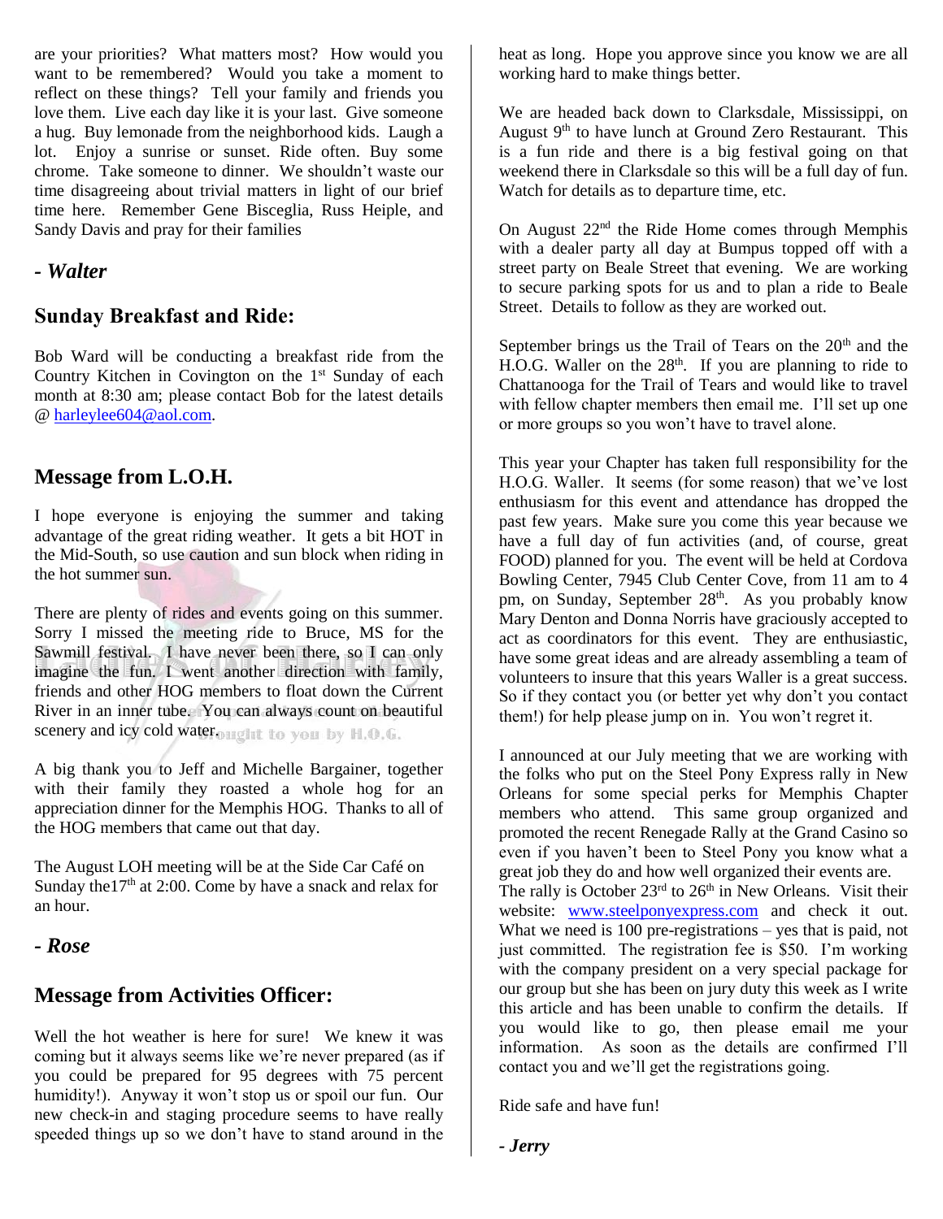are your priorities? What matters most? How would you want to be remembered? Would you take a moment to reflect on these things? Tell your family and friends you love them. Live each day like it is your last. Give someone a hug. Buy lemonade from the neighborhood kids. Laugh a lot. Enjoy a sunrise or sunset. Ride often. Buy some chrome. Take someone to dinner. We shouldn't waste our time disagreeing about trivial matters in light of our brief time here. Remember Gene Bisceglia, Russ Heiple, and Sandy Davis and pray for their families

***- Walter***

## Sunday Breakfast and Ride:

Bob Ward will be conducting a breakfast ride from the Country Kitchen in Covington on the 1st Sunday of each month at 8:30 am; please contact Bob for the latest details @ harleylee604@aol.com.

## Message from L.O.H.

I hope everyone is enjoying the summer and taking advantage of the great riding weather. It gets a bit HOT in the Mid-South, so use caution and sun block when riding in the hot summer sun.

There are plenty of rides and events going on this summer. Sorry I missed the meeting ride to Bruce, MS for the Sawmill festival. I have never been there, so I can only imagine the fun. I went another direction with family, friends and other HOG members to float down the Current River in an inner tube. You can always count on beautiful scenery and icy cold water.

A big thank you to Jeff and Michelle Bargainer, together with their family they roasted a whole hog for an appreciation dinner for the Memphis HOG. Thanks to all of the HOG members that came out that day.

The August LOH meeting will be at the Side Car Café on Sunday the17th at 2:00. Come by have a snack and relax for an hour.

***- Rose***

## Message from Activities Officer:

Well the hot weather is here for sure! We knew it was coming but it always seems like we're never prepared (as if you could be prepared for 95 degrees with 75 percent humidity!). Anyway it won't stop us or spoil our fun. Our new check-in and staging procedure seems to have really speeded things up so we don't have to stand around in the heat as long. Hope you approve since you know we are all working hard to make things better.

We are headed back down to Clarksdale, Mississippi, on August 9th to have lunch at Ground Zero Restaurant. This is a fun ride and there is a big festival going on that weekend there in Clarksdale so this will be a full day of fun. Watch for details as to departure time, etc.

On August 22nd the Ride Home comes through Memphis with a dealer party all day at Bumpus topped off with a street party on Beale Street that evening. We are working to secure parking spots for us and to plan a ride to Beale Street. Details to follow as they are worked out.

September brings us the Trail of Tears on the 20th and the H.O.G. Waller on the 28th. If you are planning to ride to Chattanooga for the Trail of Tears and would like to travel with fellow chapter members then email me. I'll set up one or more groups so you won't have to travel alone.

This year your Chapter has taken full responsibility for the H.O.G. Waller. It seems (for some reason) that we've lost enthusiasm for this event and attendance has dropped the past few years. Make sure you come this year because we have a full day of fun activities (and, of course, great FOOD) planned for you. The event will be held at Cordova Bowling Center, 7945 Club Center Cove, from 11 am to 4 pm, on Sunday, September 28th. As you probably know Mary Denton and Donna Norris have graciously accepted to act as coordinators for this event. They are enthusiastic, have some great ideas and are already assembling a team of volunteers to insure that this years Waller is a great success. So if they contact you (or better yet why don't you contact them!) for help please jump on in. You won't regret it.

I announced at our July meeting that we are working with the folks who put on the Steel Pony Express rally in New Orleans for some special perks for Memphis Chapter members who attend. This same group organized and promoted the recent Renegade Rally at the Grand Casino so even if you haven't been to Steel Pony you know what a great job they do and how well organized their events are. The rally is October 23rd to 26th in New Orleans. Visit their website: www.steelponyexpress.com and check it out. What we need is 100 pre-registrations – yes that is paid, not just committed. The registration fee is $50. I'm working with the company president on a very special package for our group but she has been on jury duty this week as I write this article and has been unable to confirm the details. If you would like to go, then please email me your information. As soon as the details are confirmed I'll contact you and we'll get the registrations going.

Ride safe and have fun!

***- Jerry***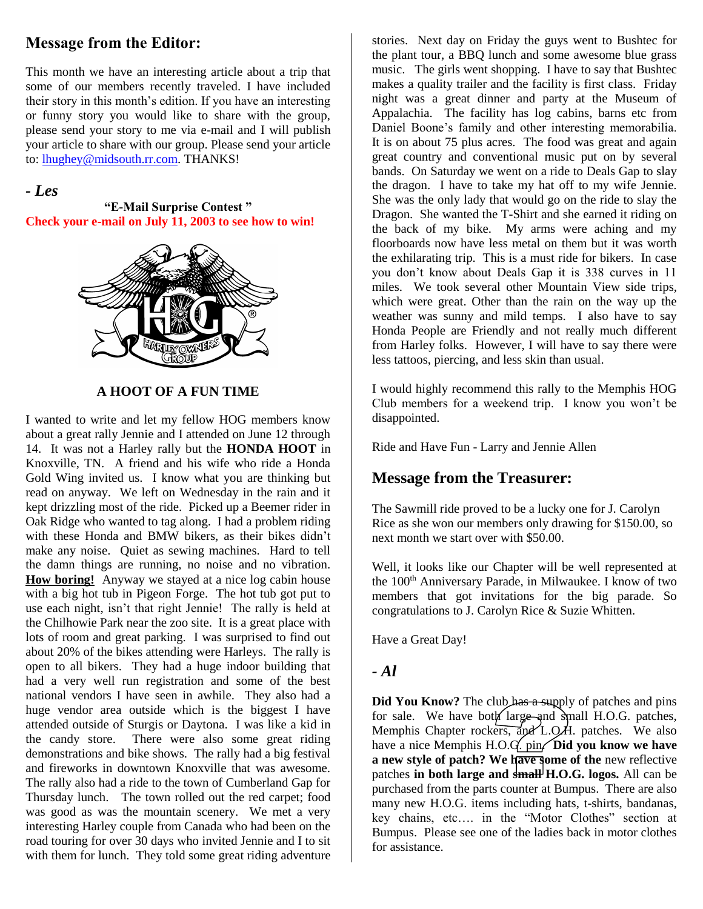## Message from the Editor:

This month we have an interesting article about a trip that some of our members recently traveled. I have included their story in this month's edition. If you have an interesting or funny story you would like to share with the group, please send your story to me via e-mail and I will publish your article to share with our group. Please send your article to: lhughey@midsouth.rr.com. THANKS!

***- Les***

**"E-Mail Surprise Contest "**

**Check your e-mail on July 11, 2003 to see how to win!**

**A HOOT OF A FUN TIME**

I wanted to write and let my fellow HOG members know about a great rally Jennie and I attended on June 12 through 14. It was not a Harley rally but the **HONDA HOOT** in Knoxville, TN. A friend and his wife who ride a Honda Gold Wing invited us. I know what you are thinking but read on anyway. We left on Wednesday in the rain and it kept drizzling most of the ride. Picked up a Beemer rider in Oak Ridge who wanted to tag along. I had a problem riding with these Honda and BMW bikers, as their bikes didn't make any noise. Quiet as sewing machines. Hard to tell the damn things are running, no noise and no vibration. **How boring!** Anyway we stayed at a nice log cabin house with a big hot tub in Pigeon Forge. The hot tub got put to use each night, isn't that right Jennie! The rally is held at the Chilhowie Park near the zoo site. It is a great place with lots of room and great parking. I was surprised to find out about 20% of the bikes attending were Harleys. The rally is open to all bikers. They had a huge indoor building that had a very well run registration and some of the best national vendors I have seen in awhile. They also had a huge vendor area outside which is the biggest I have attended outside of Sturgis or Daytona. I was like a kid in the candy store. There were also some great riding demonstrations and bike shows. The rally had a big festival and fireworks in downtown Knoxville that was awesome. The rally also had a ride to the town of Cumberland Gap for Thursday lunch. The town rolled out the red carpet; food was good as was the mountain scenery. We met a very interesting Harley couple from Canada who had been on the road touring for over 30 days who invited Jennie and I to sit with them for lunch. They told some great riding adventure stories. Next day on Friday the guys went to Bushtec for the plant tour, a BBQ lunch and some awesome blue grass music. The girls went shopping. I have to say that Bushtec makes a quality trailer and the facility is first class. Friday night was a great dinner and party at the Museum of Appalachia. The facility has log cabins, barns etc from Daniel Boone's family and other interesting memorabilia. It is on about 75 plus acres. The food was great and again great country and conventional music put on by several bands. On Saturday we went on a ride to Deals Gap to slay the dragon. I have to take my hat off to my wife Jennie. She was the only lady that would go on the ride to slay the Dragon. She wanted the T-Shirt and she earned it riding on the back of my bike. My arms were aching and my floorboards now have less metal on them but it was worth the exhilarating trip. This is a must ride for bikers. In case you don't know about Deals Gap it is 338 curves in 11 miles. We took several other Mountain View side trips, which were great. Other than the rain on the way up the weather was sunny and mild temps. I also have to say Honda People are Friendly and not really much different from Harley folks. However, I will have to say there were less tattoos, piercing, and less skin than usual.

I would highly recommend this rally to the Memphis HOG Club members for a weekend trip. I know you won't be disappointed.

Ride and Have Fun - Larry and Jennie Allen

## Message from the Treasurer:

The Sawmill ride proved to be a lucky one for J. Carolyn Rice as she won our members only drawing for $150.00, so next month we start over with $50.00.

Well, it looks like our Chapter will be well represented at the 100th Anniversary Parade, in Milwaukee. I know of two members that got invitations for the big parade. So congratulations to J. Carolyn Rice & Suzie Whitten.

Have a Great Day!

***- Al***

**Did You Know?** The club has a supply of patches and pins for sale. We have both large and small H.O.G. patches, Memphis Chapter rockers, and L.O.H. patches. We also have a nice Memphis H.O.G. pin. **Did you know we have a new style of patch? We have some of the** new reflective patches **in both large and small H.O.G. logos.** All can be purchased from the parts counter at Bumpus. There are also many new H.O.G. items including hats, t-shirts, bandanas, key chains, etc…. in the "Motor Clothes" section at Bumpus. Please see one of the ladies back in motor clothes for assistance.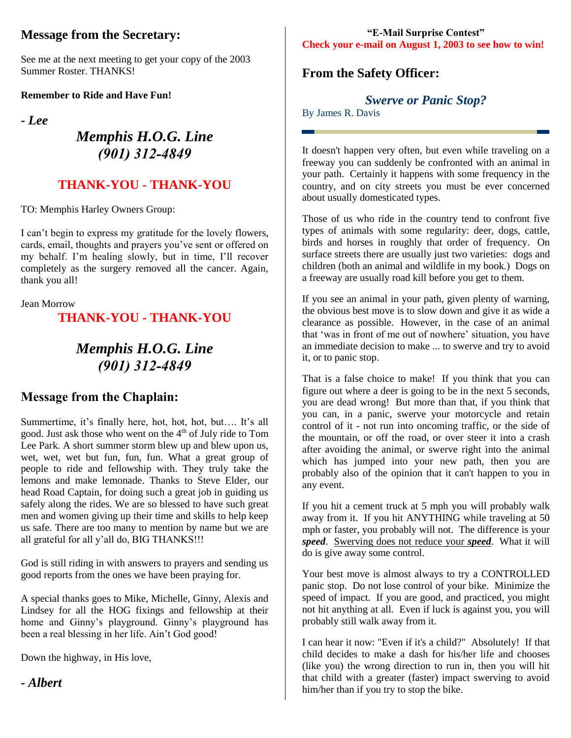## Message from the Secretary:

See me at the next meeting to get your copy of the 2003 Summer Roster. THANKS!

**Remember to Ride and Have Fun!**

***- Lee***

***Memphis H.O.G. Line***
***(901) 312-4849***

## THANK-YOU - THANK-YOU

TO: Memphis Harley Owners Group:

I can't begin to express my gratitude for the lovely flowers, cards, email, thoughts and prayers you've sent or offered on my behalf. I'm healing slowly, but in time, I'll recover completely as the surgery removed all the cancer. Again, thank you all!

Jean Morrow

## THANK-YOU - THANK-YOU

***Memphis H.O.G. Line***
***(901) 312-4849***

## Message from the Chaplain:

Summertime, it's finally here, hot, hot, hot, but…. It's all good. Just ask those who went on the 4th of July ride to Tom Lee Park. A short summer storm blew up and blew upon us, wet, wet, wet but fun, fun, fun. What a great group of people to ride and fellowship with. They truly take the lemons and make lemonade. Thanks to Steve Elder, our head Road Captain, for doing such a great job in guiding us safely along the rides. We are so blessed to have such great men and women giving up their time and skills to help keep us safe. There are too many to mention by name but we are all grateful for all y'all do, BIG THANKS!!!

God is still riding in with answers to prayers and sending us good reports from the ones we have been praying for.

A special thanks goes to Mike, Michelle, Ginny, Alexis and Lindsey for all the HOG fixings and fellowship at their home and Ginny's playground. Ginny's playground has been a real blessing in her life. Ain't God good!

Down the highway, in His love,

***- Albert***

**"E-Mail Surprise Contest"**
**Check your e-mail on August 1, 2003 to see how to win!**

## From the Safety Officer:

### *Swerve or Panic Stop?*

By James R. Davis

It doesn't happen very often, but even while traveling on a freeway you can suddenly be confronted with an animal in your path. Certainly it happens with some frequency in the country, and on city streets you must be ever concerned about usually domesticated types.

Those of us who ride in the country tend to confront five types of animals with some regularity: deer, dogs, cattle, birds and horses in roughly that order of frequency. On surface streets there are usually just two varieties: dogs and children (both an animal and wildlife in my book.) Dogs on a freeway are usually road kill before you get to them.

If you see an animal in your path, given plenty of warning, the obvious best move is to slow down and give it as wide a clearance as possible. However, in the case of an animal that 'was in front of me out of nowhere' situation, you have an immediate decision to make ... to swerve and try to avoid it, or to panic stop.

That is a false choice to make! If you think that you can figure out where a deer is going to be in the next 5 seconds, you are dead wrong! But more than that, if you think that you can, in a panic, swerve your motorcycle and retain control of it - not run into oncoming traffic, or the side of the mountain, or off the road, or over steer it into a crash after avoiding the animal, or swerve right into the animal which has jumped into your new path, then you are probably also of the opinion that it can't happen to you in any event.

If you hit a cement truck at 5 mph you will probably walk away from it. If you hit ANYTHING while traveling at 50 mph or faster, you probably will not. The difference is your ***speed***. <u>Swerving does not reduce your ***speed***</u>. What it will do is give away some control.

Your best move is almost always to try a CONTROLLED panic stop. Do not lose control of your bike. Minimize the speed of impact. If you are good, and practiced, you might not hit anything at all. Even if luck is against you, you will probably still walk away from it.

I can hear it now: "Even if it's a child?" Absolutely! If that child decides to make a dash for his/her life and chooses (like you) the wrong direction to run in, then you will hit that child with a greater (faster) impact swerving to avoid him/her than if you try to stop the bike.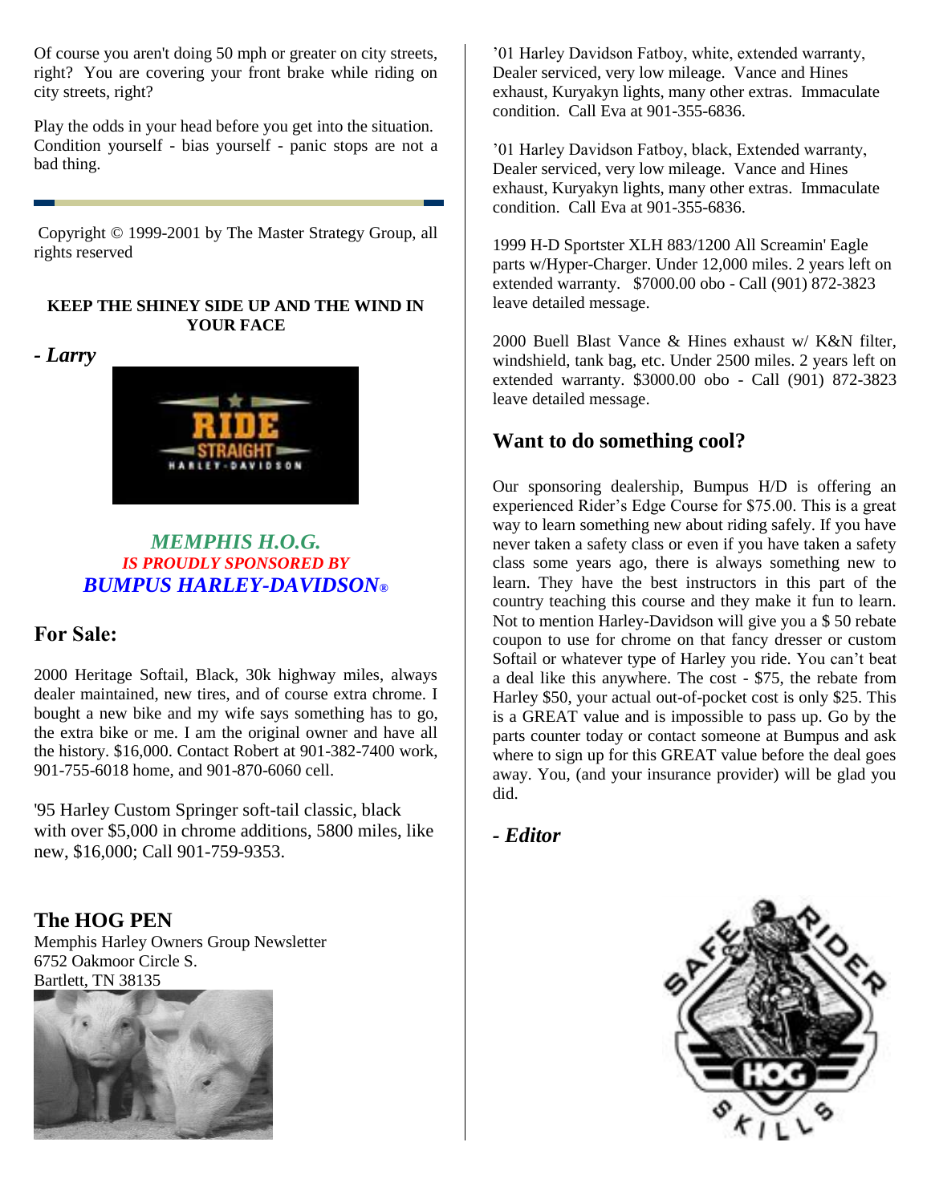Of course you aren't doing 50 mph or greater on city streets, right? You are covering your front brake while riding on city streets, right?

Play the odds in your head before you get into the situation. Condition yourself - bias yourself - panic stops are not a bad thing.

---

Copyright © 1999-2001 by The Master Strategy Group, all rights reserved

**KEEP THE SHINEY SIDE UP AND THE WIND IN YOUR FACE**

***- Larry***

***MEMPHIS H.O.G.***
***IS PROUDLY SPONSORED BY***
***BUMPUS HARLEY-DAVIDSON®***

## For Sale:

2000 Heritage Softail, Black, 30k highway miles, always dealer maintained, new tires, and of course extra chrome. I bought a new bike and my wife says something has to go, the extra bike or me. I am the original owner and have all the history. $16,000. Contact Robert at 901-382-7400 work, 901-755-6018 home, and 901-870-6060 cell.

'95 Harley Custom Springer soft-tail classic, black with over $5,000 in chrome additions, 5800 miles, like new, $16,000; Call 901-759-9353.

'01 Harley Davidson Fatboy, white, extended warranty, Dealer serviced, very low mileage. Vance and Hines exhaust, Kuryakyn lights, many other extras. Immaculate condition. Call Eva at 901-355-6836.

'01 Harley Davidson Fatboy, black, Extended warranty, Dealer serviced, very low mileage. Vance and Hines exhaust, Kuryakyn lights, many other extras. Immaculate condition. Call Eva at 901-355-6836.

1999 H-D Sportster XLH 883/1200 All Screamin' Eagle parts w/Hyper-Charger. Under 12,000 miles. 2 years left on extended warranty. $7000.00 obo - Call (901) 872-3823 leave detailed message.

2000 Buell Blast Vance & Hines exhaust w/ K&N filter, windshield, tank bag, etc. Under 2500 miles. 2 years left on extended warranty. $3000.00 obo - Call (901) 872-3823 leave detailed message.

## Want to do something cool?

Our sponsoring dealership, Bumpus H/D is offering an experienced Rider's Edge Course for $75.00. This is a great way to learn something new about riding safely. If you have never taken a safety class or even if you have taken a safety class some years ago, there is always something new to learn. They have the best instructors in this part of the country teaching this course and they make it fun to learn. Not to mention Harley-Davidson will give you a $ 50 rebate coupon to use for chrome on that fancy dresser or custom Softail or whatever type of Harley you ride. You can't beat a deal like this anywhere. The cost - $75, the rebate from Harley $50, your actual out-of-pocket cost is only $25. This is a GREAT value and is impossible to pass up. Go by the parts counter today or contact someone at Bumpus and ask where to sign up for this GREAT value before the deal goes away. You, (and your insurance provider) will be glad you did.

***- Editor***

## The HOG PEN

Memphis Harley Owners Group Newsletter
6752 Oakmoor Circle S.
Bartlett, TN 38135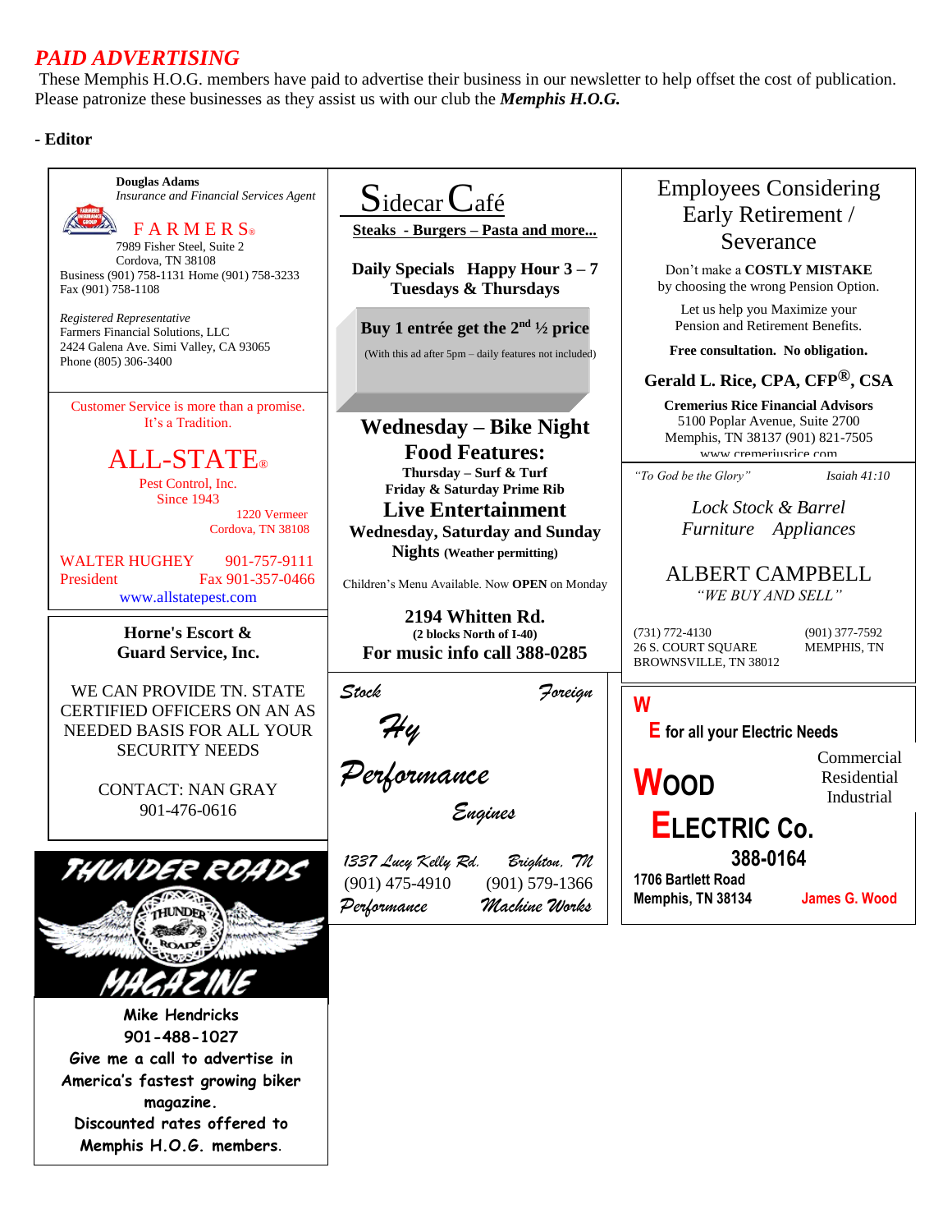## *PAID ADVERTISING*

These Memphis H.O.G. members have paid to advertise their business in our newsletter to help offset the cost of publication. Please patronize these businesses as they assist us with our club the ***Memphis H.O.G.***

**- Editor**

---

**Douglas Adams**
*Insurance and Financial Services Agent*

FARMERS®

7989 Fisher Steel, Suite 2
Cordova, TN 38108
Business (901) 758-1131 Home (901) 758-3233
Fax (901) 758-1108

*Registered Representative*
Farmers Financial Solutions, LLC
2424 Galena Ave. Simi Valley, CA 93065
Phone (805) 306-3400

---

Customer Service is more than a promise.
It's a Tradition.

ALL-STATE®

Pest Control, Inc.
Since 1943

1220 Vermeer
Cordova, TN 38108

WALTER HUGHEY 901-757-9111
President Fax 901-357-0466
www.allstatepest.com

---

**Horne's Escort &**
**Guard Service, Inc.**

WE CAN PROVIDE TN. STATE CERTIFIED OFFICERS ON AN AS NEEDED BASIS FOR ALL YOUR SECURITY NEEDS

CONTACT: NAN GRAY
901-476-0616

---

THUNDER ROADS MAGAZINE

**Mike Hendricks**
**901-488-1027**
**Give me a call to advertise in America's fastest growing biker magazine.**
**Discounted rates offered to Memphis H.O.G. members.**

---

Sidecar Café

**Steaks - Burgers – Pasta and more...**

**Daily Specials Happy Hour 3 – 7**
**Tuesdays & Thursdays**

**Buy 1 entrée get the 2nd ½ price**
(With this ad after 5pm – daily features not included)

**Wednesday – Bike Night**
**Food Features:**
**Thursday – Surf & Turf**
**Friday & Saturday Prime Rib**
**Live Entertainment**
**Wednesday, Saturday and Sunday Nights (Weather permitting)**

Children's Menu Available. Now **OPEN** on Monday

**2194 Whitten Rd.**
**(2 blocks North of I-40)**
**For music info call 388-0285**

---

*Stock* *Foreign*

*Hy Performance*

*Engines*

*1337 Lucy Kelly Rd.* *Brighton, TN*
(901) 475-4910 (901) 579-1366
*Performance* *Machine Works*

---

Employees Considering Early Retirement / Severance

Don't make a **COSTLY MISTAKE** by choosing the wrong Pension Option.

Let us help you Maximize your Pension and Retirement Benefits.

**Free consultation. No obligation.**

**Gerald L. Rice, CPA, CFP®, CSA**
**Cremerius Rice Financial Advisors**
5100 Poplar Avenue, Suite 2700
Memphis, TN 38137 (901) 821-7505
www.cremeriusrice.com

---

*"To God be the Glory"* *Isaiah 41:10*

*Lock Stock & Barrel*
*Furniture Appliances*

ALBERT CAMPBELL
*"WE BUY AND SELL"*

(731) 772-4130 (901) 377-7592
26 S. COURT SQUARE MEMPHIS, TN
BROWNSVILLE, TN 38012

---

**W**
**E for all your Electric Needs**

Commercial
Residential
Industrial

**WOOD ELECTRIC Co.**

**388-0164**

**1706 Bartlett Road**
**Memphis, TN 38134** **James G. Wood**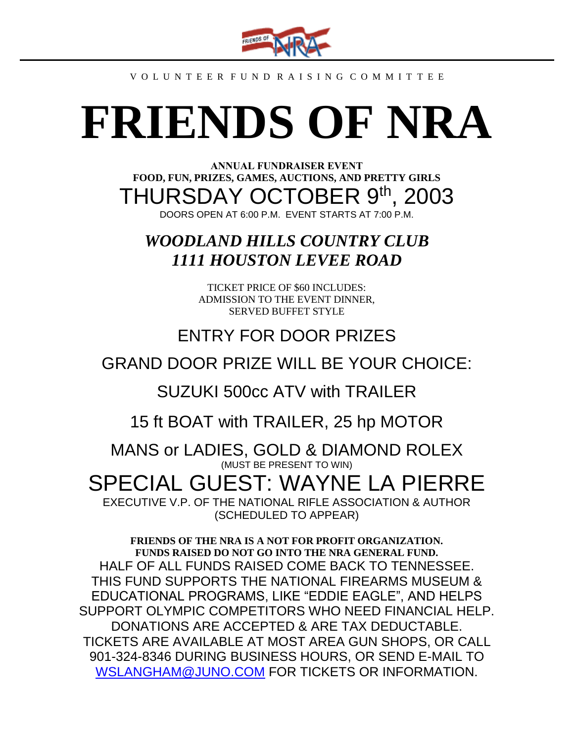VOLUNTEER FUND RAISING COMMITTEE

# FRIENDS OF NRA

**ANNUAL FUNDRAISER EVENT**
**FOOD, FUN, PRIZES, GAMES, AUCTIONS, AND PRETTY GIRLS**

## THURSDAY OCTOBER 9th, 2003

DOORS OPEN AT 6:00 P.M. EVENT STARTS AT 7:00 P.M.

## *WOODLAND HILLS COUNTRY CLUB*
## *1111 HOUSTON LEVEE ROAD*

TICKET PRICE OF $60 INCLUDES:
ADMISSION TO THE EVENT DINNER,
SERVED BUFFET STYLE

ENTRY FOR DOOR PRIZES

GRAND DOOR PRIZE WILL BE YOUR CHOICE:

SUZUKI 500cc ATV with TRAILER

15 ft BOAT with TRAILER, 25 hp MOTOR

MANS or LADIES, GOLD & DIAMOND ROLEX
(MUST BE PRESENT TO WIN)

## SPECIAL GUEST: WAYNE LA PIERRE

EXECUTIVE V.P. OF THE NATIONAL RIFLE ASSOCIATION & AUTHOR
(SCHEDULED TO APPEAR)

**FRIENDS OF THE NRA IS A NOT FOR PROFIT ORGANIZATION.**
**FUNDS RAISED DO NOT GO INTO THE NRA GENERAL FUND.**
HALF OF ALL FUNDS RAISED COME BACK TO TENNESSEE.
THIS FUND SUPPORTS THE NATIONAL FIREARMS MUSEUM & EDUCATIONAL PROGRAMS, LIKE "EDDIE EAGLE", AND HELPS SUPPORT OLYMPIC COMPETITORS WHO NEED FINANCIAL HELP.
DONATIONS ARE ACCEPTED & ARE TAX DEDUCTABLE.
TICKETS ARE AVAILABLE AT MOST AREA GUN SHOPS, OR CALL 901-324-8346 DURING BUSINESS HOURS, OR SEND E-MAIL TO WSLANGHAM@JUNO.COM FOR TICKETS OR INFORMATION.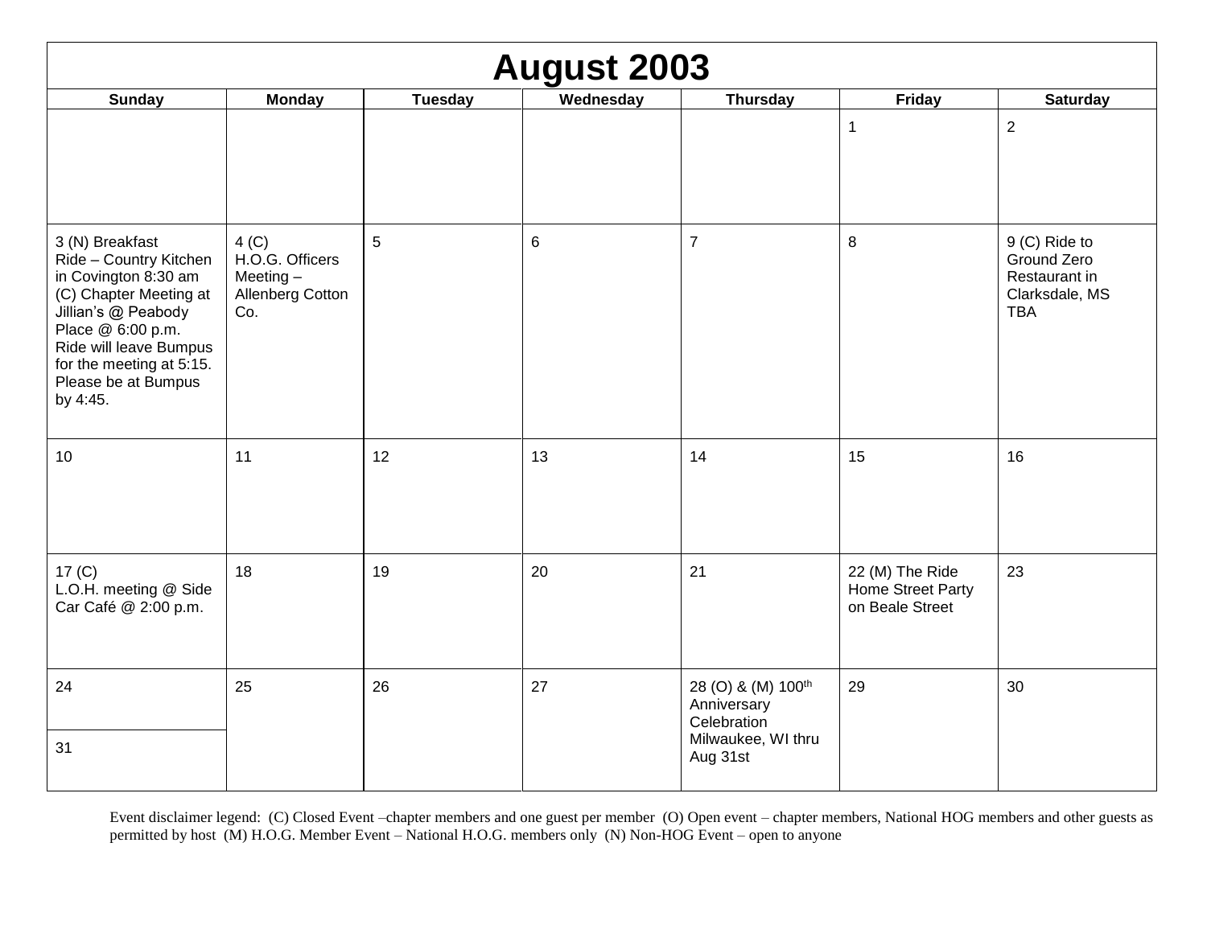# August 2003

| Sunday | Monday | Tuesday | Wednesday | Thursday | Friday | Saturday |
|---|---|---|---|---|---|---|
| | | | | | 1 | 2 |
| 3 (N) Breakfast Ride – Country Kitchen in Covington 8:30 am (C) Chapter Meeting at Jillian's @ Peabody Place @ 6:00 p.m. Ride will leave Bumpus for the meeting at 5:15. Please be at Bumpus by 4:45. | 4 (C) H.O.G. Officers Meeting – Allenberg Cotton Co. | 5 | 6 | 7 | 8 | 9 (C) Ride to Ground Zero Restaurant in Clarksdale, MS TBA |
| 10 | 11 | 12 | 13 | 14 | 15 | 16 |
| 17 (C) L.O.H. meeting @ Side Car Café @ 2:00 p.m. | 18 | 19 | 20 | 21 | 22 (M) The Ride Home Street Party on Beale Street | 23 |
| 24 | 25 | 26 | 27 | 28 (O) & (M) 100th Anniversary Celebration Milwaukee, WI thru Aug 31st | 29 | 30 |
| 31 | | | | | | |

Event disclaimer legend: (C) Closed Event –chapter members and one guest per member (O) Open event – chapter members, National HOG members and other guests as permitted by host (M) H.O.G. Member Event – National H.O.G. members only (N) Non-HOG Event – open to anyone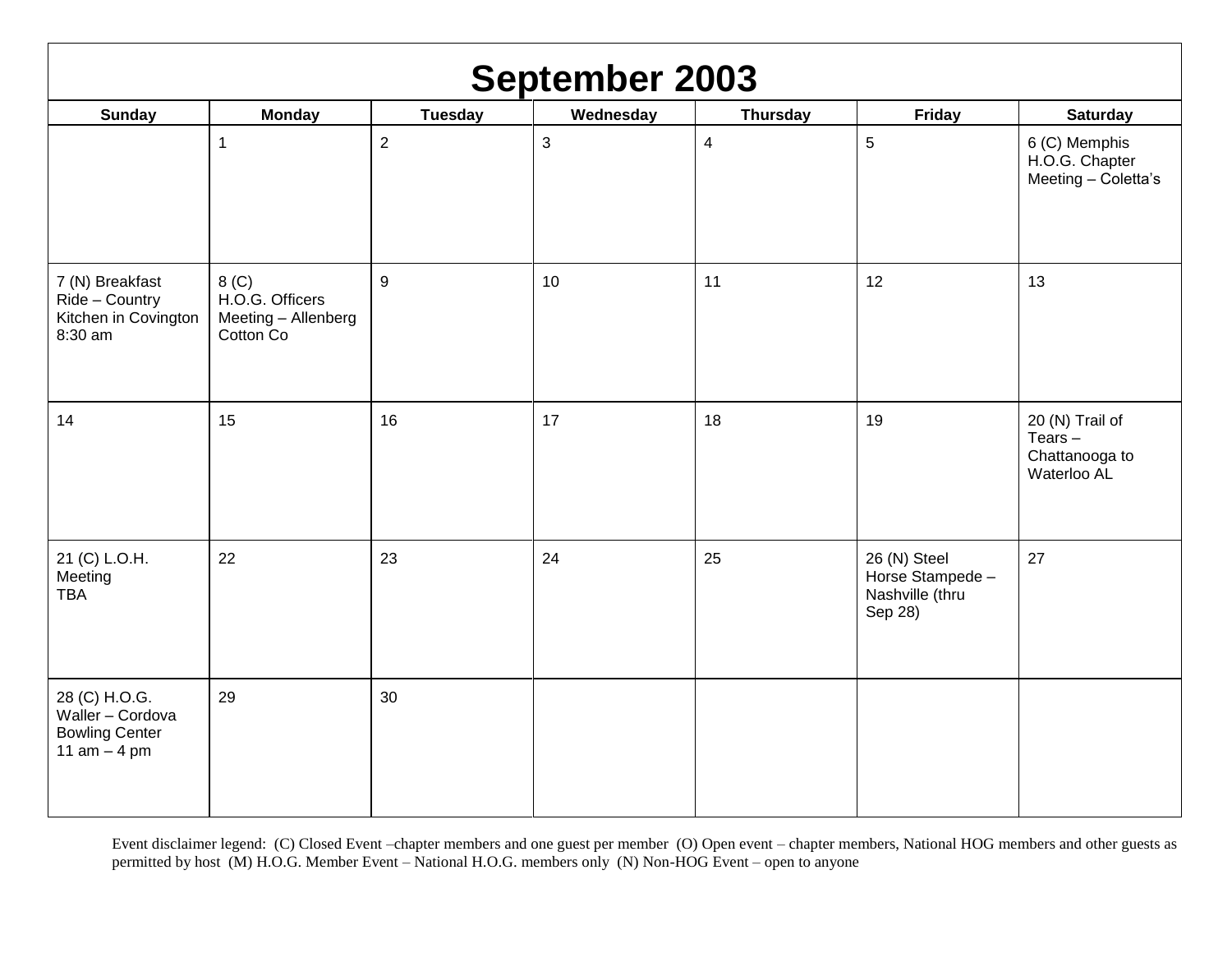# September 2003

| Sunday | Monday | Tuesday | Wednesday | Thursday | Friday | Saturday |
|---|---|---|---|---|---|---|
| | 1 | 2 | 3 | 4 | 5 | 6 (C) Memphis H.O.G. Chapter Meeting – Coletta's |
| 7 (N) Breakfast Ride – Country Kitchen in Covington 8:30 am | 8 (C) H.O.G. Officers Meeting – Allenberg Cotton Co | 9 | 10 | 11 | 12 | 13 |
| 14 | 15 | 16 | 17 | 18 | 19 | 20 (N) Trail of Tears – Chattanooga to Waterloo AL |
| 21 (C) L.O.H. Meeting TBA | 22 | 23 | 24 | 25 | 26 (N) Steel Horse Stampede – Nashville (thru Sep 28) | 27 |
| 28 (C) H.O.G. Waller – Cordova Bowling Center 11 am – 4 pm | 29 | 30 | | | | |

Event disclaimer legend: (C) Closed Event –chapter members and one guest per member (O) Open event – chapter members, National HOG members and other guests as permitted by host (M) H.O.G. Member Event – National H.O.G. members only (N) Non-HOG Event – open to anyone